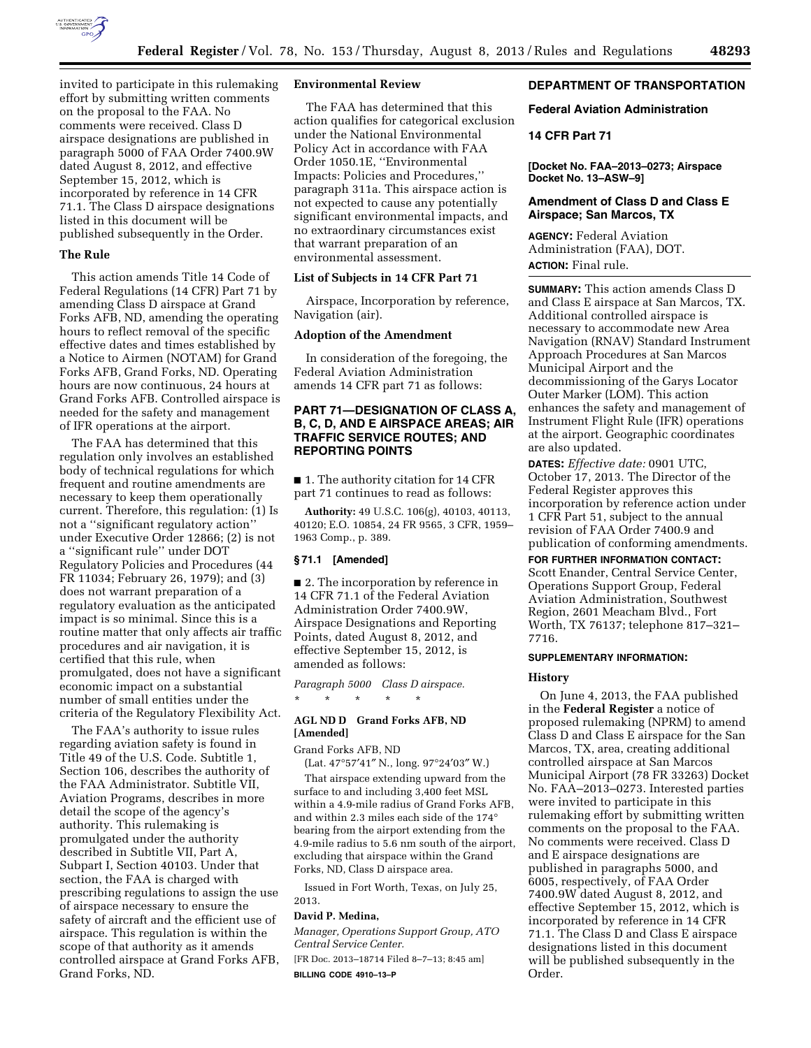invited to participate in this rulemaking effort by submitting written comments on the proposal to the FAA. No comments were received. Class D airspace designations are published in paragraph 5000 of FAA Order 7400.9W dated August 8, 2012, and effective September 15, 2012, which is incorporated by reference in 14 CFR 71.1. The Class D airspace designations listed in this document will be published subsequently in the Order.

## The Rule

This action amends Title 14 Code of Federal Regulations (14 CFR) Part 71 by amending Class D airspace at Grand Forks AFB, ND, amending the operating hours to reflect removal of the specific effective dates and times established by a Notice to Airmen (NOTAM) for Grand Forks AFB, Grand Forks, ND. Operating hours are now continuous, 24 hours at Grand Forks AFB. Controlled airspace is needed for the safety and management of IFR operations at the airport.

The FAA has determined that this regulation only involves an established body of technical regulations for which frequent and routine amendments are necessary to keep them operationally current. Therefore, this regulation: (1) Is not a ''significant regulatory action'' under Executive Order 12866; (2) is not a ''significant rule'' under DOT Regulatory Policies and Procedures (44 FR 11034; February 26, 1979); and (3) does not warrant preparation of a regulatory evaluation as the anticipated impact is so minimal. Since this is a routine matter that only affects air traffic procedures and air navigation, it is certified that this rule, when promulgated, does not have a significant economic impact on a substantial number of small entities under the criteria of the Regulatory Flexibility Act.

The FAA's authority to issue rules regarding aviation safety is found in Title 49 of the U.S. Code. Subtitle 1, Section 106, describes the authority of the FAA Administrator. Subtitle VII, Aviation Programs, describes in more detail the scope of the agency's authority. This rulemaking is promulgated under the authority described in Subtitle VII, Part A, Subpart I, Section 40103. Under that section, the FAA is charged with prescribing regulations to assign the use of airspace necessary to ensure the safety of aircraft and the efficient use of airspace. This regulation is within the scope of that authority as it amends controlled airspace at Grand Forks AFB, Grand Forks, ND.

## Environmental Review

The FAA has determined that this action qualifies for categorical exclusion under the National Environmental Policy Act in accordance with FAA Order 1050.1E, ''Environmental Impacts: Policies and Procedures,'' paragraph 311a. This airspace action is not expected to cause any potentially significant environmental impacts, and no extraordinary circumstances exist that warrant preparation of an environmental assessment.

## List of Subjects in 14 CFR Part 71

Airspace, Incorporation by reference, Navigation (air).

## Adoption of the Amendment

In consideration of the foregoing, the Federal Aviation Administration amends 14 CFR part 71 as follows:

## PART 71—DESIGNATION OF CLASS A, B, C, D, AND E AIRSPACE AREAS; AIR TRAFFIC SERVICE ROUTES; AND REPORTING POINTS

■ 1. The authority citation for 14 CFR part 71 continues to read as follows:

**Authority:** 49 U.S.C. 106(g), 40103, 40113, 40120; E.O. 10854, 24 FR 9565, 3 CFR, 1959–1963 Comp., p. 389.

### § 71.1 [Amended]

■ 2. The incorporation by reference in 14 CFR 71.1 of the Federal Aviation Administration Order 7400.9W, Airspace Designations and Reporting Points, dated August 8, 2012, and effective September 15, 2012, is amended as follows:

*Paragraph 5000 Class D airspace.*

\* \* \* \* \*

**AGL ND D Grand Forks AFB, ND [Amended]**

Grand Forks AFB, ND

(Lat. 47°57′41″ N., long. 97°24′03″ W.)

That airspace extending upward from the surface to and including 3,400 feet MSL within a 4.9-mile radius of Grand Forks AFB, and within 2.3 miles each side of the 174° bearing from the airport extending from the 4.9-mile radius to 5.6 nm south of the airport, excluding that airspace within the Grand Forks, ND, Class D airspace area.

Issued in Fort Worth, Texas, on July 25, 2013.

**David P. Medina,**

*Manager, Operations Support Group, ATO Central Service Center.*

[FR Doc. 2013–18714 Filed 8–7–13; 8:45 am]

**BILLING CODE 4910–13–P**

## DEPARTMENT OF TRANSPORTATION

## Federal Aviation Administration

## 14 CFR Part 71

**[Docket No. FAA–2013–0273; Airspace Docket No. 13–ASW–9]**

## Amendment of Class D and Class E Airspace; San Marcos, TX

**AGENCY:** Federal Aviation Administration (FAA), DOT.

**ACTION:** Final rule.

**SUMMARY:** This action amends Class D and Class E airspace at San Marcos, TX. Additional controlled airspace is necessary to accommodate new Area Navigation (RNAV) Standard Instrument Approach Procedures at San Marcos Municipal Airport and the decommissioning of the Garys Locator Outer Marker (LOM). This action enhances the safety and management of Instrument Flight Rule (IFR) operations at the airport. Geographic coordinates are also updated.

**DATES:** *Effective date:* 0901 UTC, October 17, 2013. The Director of the Federal Register approves this incorporation by reference action under 1 CFR Part 51, subject to the annual revision of FAA Order 7400.9 and publication of conforming amendments.

**FOR FURTHER INFORMATION CONTACT:** Scott Enander, Central Service Center, Operations Support Group, Federal Aviation Administration, Southwest Region, 2601 Meacham Blvd., Fort Worth, TX 76137; telephone 817–321–7716.

**SUPPLEMENTARY INFORMATION:**

## History

On June 4, 2013, the FAA published in the **Federal Register** a notice of proposed rulemaking (NPRM) to amend Class D and Class E airspace for the San Marcos, TX, area, creating additional controlled airspace at San Marcos Municipal Airport (78 FR 33263) Docket No. FAA–2013–0273. Interested parties were invited to participate in this rulemaking effort by submitting written comments on the proposal to the FAA. No comments were received. Class D and E airspace designations are published in paragraphs 5000, and 6005, respectively, of FAA Order 7400.9W dated August 8, 2012, and effective September 15, 2012, which is incorporated by reference in 14 CFR 71.1. The Class D and Class E airspace designations listed in this document will be published subsequently in the Order.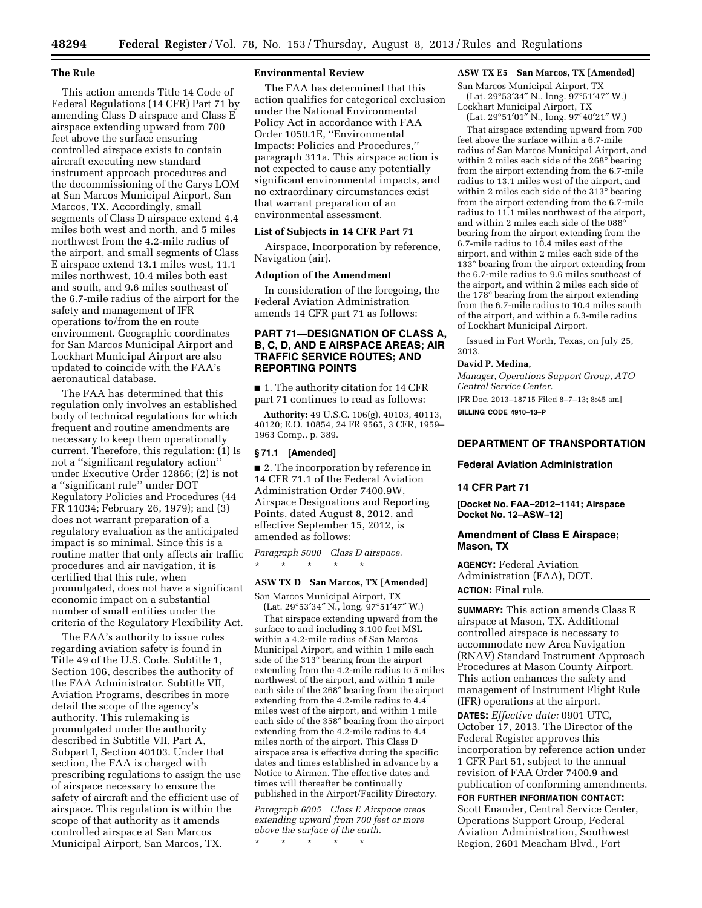## The Rule

This action amends Title 14 Code of Federal Regulations (14 CFR) Part 71 by amending Class D airspace and Class E airspace extending upward from 700 feet above the surface ensuring controlled airspace exists to contain aircraft executing new standard instrument approach procedures and the decommissioning of the Garys LOM at San Marcos Municipal Airport, San Marcos, TX. Accordingly, small segments of Class D airspace extend 4.4 miles both west and north, and 5 miles northwest from the 4.2-mile radius of the airport, and small segments of Class E airspace extend 13.1 miles west, 11.1 miles northwest, 10.4 miles both east and south, and 9.6 miles southeast of the 6.7-mile radius of the airport for the safety and management of IFR operations to/from the en route environment. Geographic coordinates for San Marcos Municipal Airport and Lockhart Municipal Airport are also updated to coincide with the FAA's aeronautical database.

The FAA has determined that this regulation only involves an established body of technical regulations for which frequent and routine amendments are necessary to keep them operationally current. Therefore, this regulation: (1) Is not a "significant regulatory action" under Executive Order 12866; (2) is not a "significant rule" under DOT Regulatory Policies and Procedures (44 FR 11034; February 26, 1979); and (3) does not warrant preparation of a regulatory evaluation as the anticipated impact is so minimal. Since this is a routine matter that only affects air traffic procedures and air navigation, it is certified that this rule, when promulgated, does not have a significant economic impact on a substantial number of small entities under the criteria of the Regulatory Flexibility Act.

The FAA's authority to issue rules regarding aviation safety is found in Title 49 of the U.S. Code. Subtitle 1, Section 106, describes the authority of the FAA Administrator. Subtitle VII, Aviation Programs, describes in more detail the scope of the agency's authority. This rulemaking is promulgated under the authority described in Subtitle VII, Part A, Subpart I, Section 40103. Under that section, the FAA is charged with prescribing regulations to assign the use of airspace necessary to ensure the safety of aircraft and the efficient use of airspace. This regulation is within the scope of that authority as it amends controlled airspace at San Marcos Municipal Airport, San Marcos, TX.

## Environmental Review

The FAA has determined that this action qualifies for categorical exclusion under the National Environmental Policy Act in accordance with FAA Order 1050.1E, "Environmental Impacts: Policies and Procedures," paragraph 311a. This airspace action is not expected to cause any potentially significant environmental impacts, and no extraordinary circumstances exist that warrant preparation of an environmental assessment.

## List of Subjects in 14 CFR Part 71

Airspace, Incorporation by reference, Navigation (air).

## Adoption of the Amendment

In consideration of the foregoing, the Federal Aviation Administration amends 14 CFR part 71 as follows:

## PART 71—DESIGNATION OF CLASS A, B, C, D, AND E AIRSPACE AREAS; AIR TRAFFIC SERVICE ROUTES; AND REPORTING POINTS

■ 1. The authority citation for 14 CFR part 71 continues to read as follows:

**Authority:** 49 U.S.C. 106(g), 40103, 40113, 40120; E.O. 10854, 24 FR 9565, 3 CFR, 1959–1963 Comp., p. 389.

### § 71.1 [Amended]

■ 2. The incorporation by reference in 14 CFR 71.1 of the Federal Aviation Administration Order 7400.9W, Airspace Designations and Reporting Points, dated August 8, 2012, and effective September 15, 2012, is amended as follows:

*Paragraph 5000 Class D airspace.*

\* \* \* \* \*

**ASW TX D San Marcos, TX [Amended]**

San Marcos Municipal Airport, TX
(Lat. 29°53′34″ N., long. 97°51′47″ W.)

That airspace extending upward from the surface to and including 3,100 feet MSL within a 4.2-mile radius of San Marcos Municipal Airport, and within 1 mile each side of the 313° bearing from the airport extending from the 4.2-mile radius to 5 miles northwest of the airport, and within 1 mile each side of the 268° bearing from the airport extending from the 4.2-mile radius to 4.4 miles west of the airport, and within 1 mile each side of the 358° bearing from the airport extending from the 4.2-mile radius to 4.4 miles north of the airport. This Class D airspace area is effective during the specific dates and times established in advance by a Notice to Airmen. The effective dates and times will thereafter be continually published in the Airport/Facility Directory.

*Paragraph 6005 Class E Airspace areas extending upward from 700 feet or more above the surface of the earth.*

\* \* \* \* \*

**ASW TX E5 San Marcos, TX [Amended]**

San Marcos Municipal Airport, TX
(Lat. 29°53′34″ N., long. 97°51′47″ W.)
Lockhart Municipal Airport, TX
(Lat. 29°51′01″ N., long. 97°40′21″ W.)

That airspace extending upward from 700 feet above the surface within a 6.7-mile radius of San Marcos Municipal Airport, and within 2 miles each side of the 268° bearing from the airport extending from the 6.7-mile radius to 13.1 miles west of the airport, and within 2 miles each side of the 313° bearing from the airport extending from the 6.7-mile radius to 11.1 miles northwest of the airport, and within 2 miles each side of the 088° bearing from the airport extending from the 6.7-mile radius to 10.4 miles east of the airport, and within 2 miles each side of the 133° bearing from the airport extending from the 6.7-mile radius to 9.6 miles southeast of the airport, and within 2 miles each side of the 178° bearing from the airport extending from the 6.7-mile radius to 10.4 miles south of the airport, and within a 6.3-mile radius of Lockhart Municipal Airport.

Issued in Fort Worth, Texas, on July 25, 2013.

**David P. Medina,**

*Manager, Operations Support Group, ATO Central Service Center.*

[FR Doc. 2013–18715 Filed 8–7–13; 8:45 am]

**BILLING CODE 4910–13–P**

---

## DEPARTMENT OF TRANSPORTATION

## Federal Aviation Administration

## 14 CFR Part 71

**[Docket No. FAA–2012–1141; Airspace Docket No. 12–ASW–12]**

## Amendment of Class E Airspace; Mason, TX

**AGENCY:** Federal Aviation Administration (FAA), DOT.

**ACTION:** Final rule.

**SUMMARY:** This action amends Class E airspace at Mason, TX. Additional controlled airspace is necessary to accommodate new Area Navigation (RNAV) Standard Instrument Approach Procedures at Mason County Airport. This action enhances the safety and management of Instrument Flight Rule (IFR) operations at the airport.

**DATES:** *Effective date:* 0901 UTC, October 17, 2013. The Director of the Federal Register approves this incorporation by reference action under 1 CFR Part 51, subject to the annual revision of FAA Order 7400.9 and publication of conforming amendments.

**FOR FURTHER INFORMATION CONTACT:** Scott Enander, Central Service Center, Operations Support Group, Federal Aviation Administration, Southwest Region, 2601 Meacham Blvd., Fort